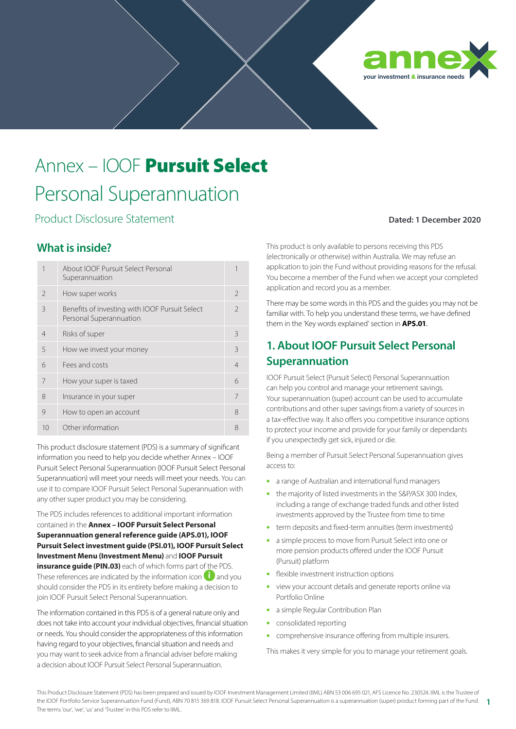annex
your investment & insurance needs

# Annex – IOOF **Pursuit Select** Personal Superannuation

Product Disclosure Statement

**Dated: 1 December 2020**

## What is inside?

| | | |
|---|---|---|
| 1 | About IOOF Pursuit Select Personal Superannuation | 1 |
| 2 | How super works | 2 |
| 3 | Benefits of investing with IOOF Pursuit Select Personal Superannuation | 2 |
| 4 | Risks of super | 3 |
| 5 | How we invest your money | 3 |
| 6 | Fees and costs | 4 |
| 7 | How your super is taxed | 6 |
| 8 | Insurance in your super | 7 |
| 9 | How to open an account | 8 |
| 10 | Other information | 8 |

This product disclosure statement (PDS) is a summary of significant information you need to help you decide whether Annex – IOOF Pursuit Select Personal Superannuation (IOOF Pursuit Select Personal Superannuation) will meet your needs will meet your needs. You can use it to compare IOOF Pursuit Select Personal Superannuation with any other super product you may be considering.

The PDS includes references to additional important information contained in the **Annex – IOOF Pursuit Select Personal Superannuation general reference guide (APS.01), IOOF Pursuit Select investment guide (PSI.01), IOOF Pursuit Select Investment Menu (Investment Menu)** and **IOOF Pursuit insurance guide (PIN.03)** each of which forms part of the PDS. These references are indicated by the information icon and you should consider the PDS in its entirety before making a decision to join IOOF Pursuit Select Personal Superannuation.

The information contained in this PDS is of a general nature only and does not take into account your individual objectives, financial situation or needs. You should consider the appropriateness of this information having regard to your objectives, financial situation and needs and you may want to seek advice from a financial adviser before making a decision about IOOF Pursuit Select Personal Superannuation.

This product is only available to persons receiving this PDS (electronically or otherwise) within Australia. We may refuse an application to join the Fund without providing reasons for the refusal. You become a member of the Fund when we accept your completed application and record you as a member.

There may be some words in this PDS and the guides you may not be familiar with. To help you understand these terms, we have defined them in the 'Key words explained' section in **APS.01**.

## 1. About IOOF Pursuit Select Personal Superannuation

IOOF Pursuit Select (Pursuit Select) Personal Superannuation can help you control and manage your retirement savings. Your superannuation (super) account can be used to accumulate contributions and other super savings from a variety of sources in a tax-effective way. It also offers you competitive insurance options to protect your income and provide for your family or dependants if you unexpectedly get sick, injured or die.

Being a member of Pursuit Select Personal Superannuation gives access to:

- a range of Australian and international fund managers
- the majority of listed investments in the S&P/ASX 300 Index, including a range of exchange traded funds and other listed investments approved by the Trustee from time to time
- term deposits and fixed-term annuities (term investments)
- a simple process to move from Pursuit Select into one or more pension products offered under the IOOF Pursuit (Pursuit) platform
- flexible investment instruction options
- view your account details and generate reports online via Portfolio Online
- a simple Regular Contribution Plan
- consolidated reporting
- comprehensive insurance offering from multiple insurers.

This makes it very simple for you to manage your retirement goals.

This Product Disclosure Statement (PDS) has been prepared and issued by IOOF Investment Management Limited (IIML) ABN 53 006 695 021, AFS Licence No. 230524. IIML is the Trustee of the IOOF Portfolio Service Superannuation Fund (Fund), ABN 70 815 369 818. IOOF Pursuit Select Personal Superannuation is a superannuation (super) product forming part of the Fund. The terms 'our', 'we', 'us' and 'Trustee' in this PDS refer to IIML.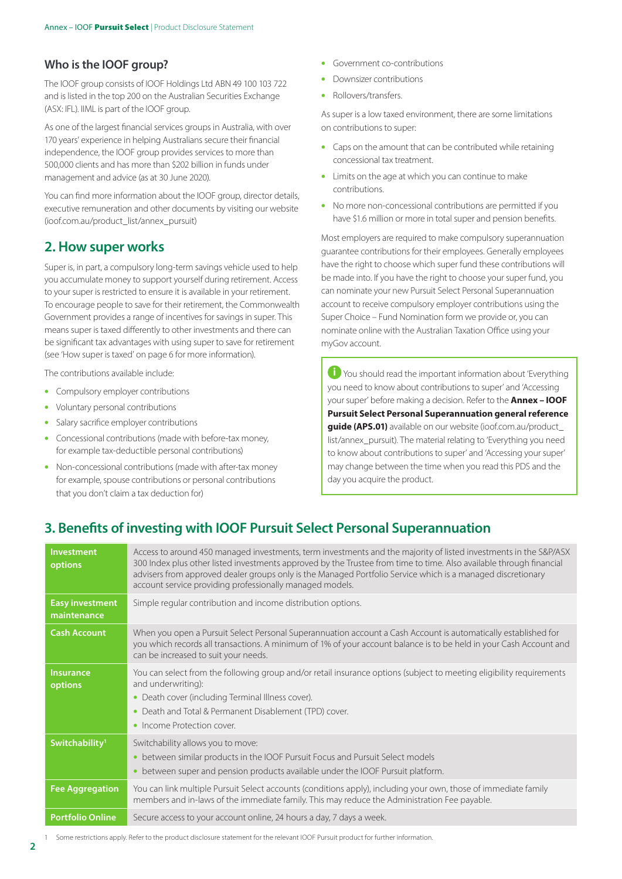### Who is the IOOF group?

The IOOF group consists of IOOF Holdings Ltd ABN 49 100 103 722 and is listed in the top 200 on the Australian Securities Exchange (ASX: IFL). IIML is part of the IOOF group.

As one of the largest financial services groups in Australia, with over 170 years' experience in helping Australians secure their financial independence, the IOOF group provides services to more than 500,000 clients and has more than $202 billion in funds under management and advice (as at 30 June 2020).

You can find more information about the IOOF group, director details, executive remuneration and other documents by visiting our website (ioof.com.au/product_list/annex_pursuit)

## 2. How super works

Super is, in part, a compulsory long-term savings vehicle used to help you accumulate money to support yourself during retirement. Access to your super is restricted to ensure it is available in your retirement. To encourage people to save for their retirement, the Commonwealth Government provides a range of incentives for savings in super. This means super is taxed differently to other investments and there can be significant tax advantages with using super to save for retirement (see 'How super is taxed' on page 6 for more information).

The contributions available include:

- Compulsory employer contributions
- Voluntary personal contributions
- Salary sacrifice employer contributions
- Concessional contributions (made with before-tax money, for example tax-deductible personal contributions)
- Non-concessional contributions (made with after-tax money for example, spouse contributions or personal contributions that you don't claim a tax deduction for)
- Government co-contributions
- Downsizer contributions
- Rollovers/transfers.

As super is a low taxed environment, there are some limitations on contributions to super:

- Caps on the amount that can be contributed while retaining concessional tax treatment.
- Limits on the age at which you can continue to make contributions.
- No more non-concessional contributions are permitted if you have $1.6 million or more in total super and pension benefits.

Most employers are required to make compulsory superannuation guarantee contributions for their employees. Generally employees have the right to choose which super fund these contributions will be made into. If you have the right to choose your super fund, you can nominate your new Pursuit Select Personal Superannuation account to receive compulsory employer contributions using the Super Choice – Fund Nomination form we provide or, you can nominate online with the Australian Taxation Office using your myGov account.

> You should read the important information about 'Everything you need to know about contributions to super' and 'Accessing your super' before making a decision. Refer to the **Annex – IOOF Pursuit Select Personal Superannuation general reference guide (APS.01)** available on our website (ioof.com.au/product_list/annex_pursuit). The material relating to 'Everything you need to know about contributions to super' and 'Accessing your super' may change between the time when you read this PDS and the day you acquire the product.

## 3. Benefits of investing with IOOF Pursuit Select Personal Superannuation

| | |
|---|---|
| **Investment options** | Access to around 450 managed investments, term investments and the majority of listed investments in the S&P/ASX 300 Index plus other listed investments approved by the Trustee from time to time. Also available through financial advisers from approved dealer groups only is the Managed Portfolio Service which is a managed discretionary account service providing professionally managed models. |
| **Easy investment maintenance** | Simple regular contribution and income distribution options. |
| **Cash Account** | When you open a Pursuit Select Personal Superannuation account a Cash Account is automatically established for you which records all transactions. A minimum of 1% of your account balance is to be held in your Cash Account and can be increased to suit your needs. |
| **Insurance options** | You can select from the following group and/or retail insurance options (subject to meeting eligibility requirements and underwriting):<br>• Death cover (including Terminal Illness cover).<br>• Death and Total & Permanent Disablement (TPD) cover.<br>• Income Protection cover. |
| **Switchability[1]** | Switchability allows you to move:<br>• between similar products in the IOOF Pursuit Focus and Pursuit Select models<br>• between super and pension products available under the IOOF Pursuit platform. |
| **Fee Aggregation** | You can link multiple Pursuit Select accounts (conditions apply), including your own, those of immediate family members and in-laws of the immediate family. This may reduce the Administration Fee payable. |
| **Portfolio Online** | Secure access to your account online, 24 hours a day, 7 days a week. |

1 Some restrictions apply. Refer to the product disclosure statement for the relevant IOOF Pursuit product for further information.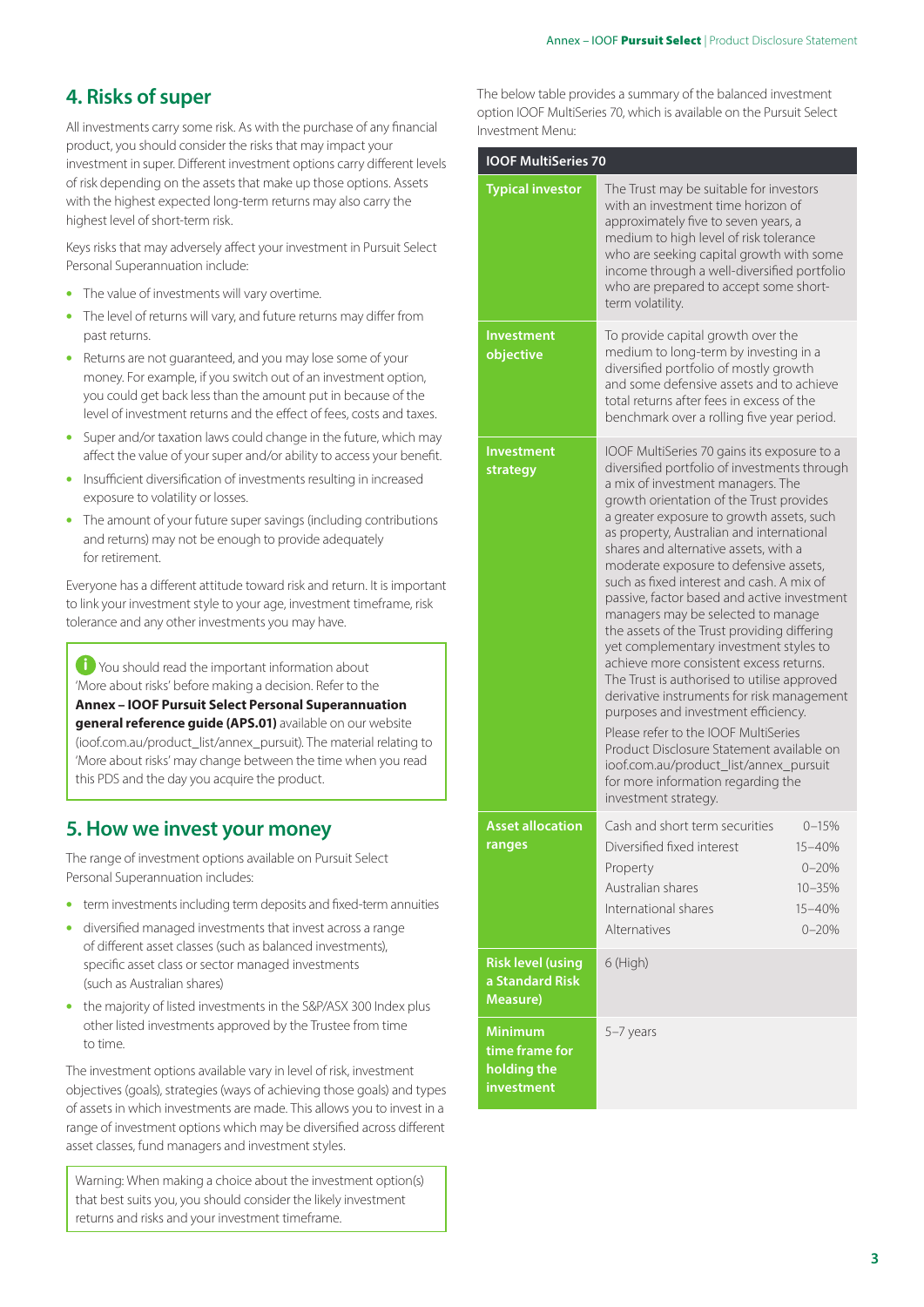## 4. Risks of super

All investments carry some risk. As with the purchase of any financial product, you should consider the risks that may impact your investment in super. Different investment options carry different levels of risk depending on the assets that make up those options. Assets with the highest expected long-term returns may also carry the highest level of short-term risk.

Keys risks that may adversely affect your investment in Pursuit Select Personal Superannuation include:

- The value of investments will vary overtime.
- The level of returns will vary, and future returns may differ from past returns.
- Returns are not guaranteed, and you may lose some of your money. For example, if you switch out of an investment option, you could get back less than the amount put in because of the level of investment returns and the effect of fees, costs and taxes.
- Super and/or taxation laws could change in the future, which may affect the value of your super and/or ability to access your benefit.
- Insufficient diversification of investments resulting in increased exposure to volatility or losses.
- The amount of your future super savings (including contributions and returns) may not be enough to provide adequately for retirement.

Everyone has a different attitude toward risk and return. It is important to link your investment style to your age, investment timeframe, risk tolerance and any other investments you may have.

> You should read the important information about 'More about risks' before making a decision. Refer to the **Annex – IOOF Pursuit Select Personal Superannuation general reference guide (APS.01)** available on our website (ioof.com.au/product_list/annex_pursuit). The material relating to 'More about risks' may change between the time when you read this PDS and the day you acquire the product.

## 5. How we invest your money

The range of investment options available on Pursuit Select Personal Superannuation includes:

- term investments including term deposits and fixed-term annuities
- diversified managed investments that invest across a range of different asset classes (such as balanced investments), specific asset class or sector managed investments (such as Australian shares)
- the majority of listed investments in the S&P/ASX 300 Index plus other listed investments approved by the Trustee from time to time.

The investment options available vary in level of risk, investment objectives (goals), strategies (ways of achieving those goals) and types of assets in which investments are made. This allows you to invest in a range of investment options which may be diversified across different asset classes, fund managers and investment styles.

> Warning: When making a choice about the investment option(s) that best suits you, you should consider the likely investment returns and risks and your investment timeframe.

The below table provides a summary of the balanced investment option IOOF MultiSeries 70, which is available on the Pursuit Select Investment Menu:

| IOOF MultiSeries 70 | |
|---|---|
| **Typical investor** | The Trust may be suitable for investors with an investment time horizon of approximately five to seven years, a medium to high level of risk tolerance who are seeking capital growth with some income through a well-diversified portfolio who are prepared to accept some short-term volatility. |
| **Investment objective** | To provide capital growth over the medium to long-term by investing in a diversified portfolio of mostly growth and some defensive assets and to achieve total returns after fees in excess of the benchmark over a rolling five year period. |
| **Investment strategy** | IOOF MultiSeries 70 gains its exposure to a diversified portfolio of investments through a mix of investment managers. The growth orientation of the Trust provides a greater exposure to growth assets, such as property, Australian and international shares and alternative assets, with a moderate exposure to defensive assets, such as fixed interest and cash. A mix of passive, factor based and active investment managers may be selected to manage the assets of the Trust providing differing yet complementary investment styles to achieve more consistent excess returns. The Trust is authorised to utilise approved derivative instruments for risk management purposes and investment efficiency.<br><br>Please refer to the IOOF MultiSeries Product Disclosure Statement available on ioof.com.au/product_list/annex_pursuit for more information regarding the investment strategy. |
| **Asset allocation ranges** | Cash and short term securities 0–15%<br>Diversified fixed interest 15–40%<br>Property 0–20%<br>Australian shares 10–35%<br>International shares 15–40%<br>Alternatives 0–20% |
| **Risk level (using a Standard Risk Measure)** | 6 (High) |
| **Minimum time frame for holding the investment** | 5–7 years |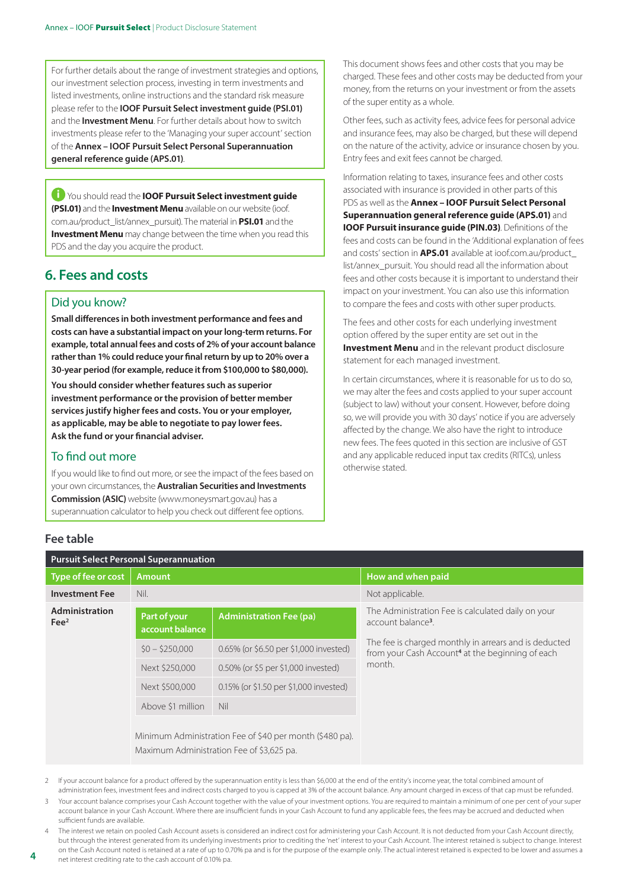For further details about the range of investment strategies and options, our investment selection process, investing in term investments and listed investments, online instructions and the standard risk measure please refer to the **IOOF Pursuit Select investment guide (PSI.01)** and the **Investment Menu**. For further details about how to switch investments please refer to the 'Managing your super account' section of the **Annex – IOOF Pursuit Select Personal Superannuation general reference guide (APS.01)**.

You should read the **IOOF Pursuit Select investment guide (PSI.01)** and the **Investment Menu** available on our website (ioof.com.au/product_list/annex_pursuit). The material in **PSI.01** and the **Investment Menu** may change between the time when you read this PDS and the day you acquire the product.

## 6. Fees and costs

### Did you know?

**Small differences in both investment performance and fees and costs can have a substantial impact on your long-term returns. For example, total annual fees and costs of 2% of your account balance rather than 1% could reduce your final return by up to 20% over a 30-year period (for example, reduce it from $100,000 to $80,000).**

**You should consider whether features such as superior investment performance or the provision of better member services justify higher fees and costs. You or your employer, as applicable, may be able to negotiate to pay lower fees. Ask the fund or your financial adviser.**

### To find out more

If you would like to find out more, or see the impact of the fees based on your own circumstances, the **Australian Securities and Investments Commission (ASIC)** website (www.moneysmart.gov.au) has a superannuation calculator to help you check out different fee options.

This document shows fees and other costs that you may be charged. These fees and other costs may be deducted from your money, from the returns on your investment or from the assets of the super entity as a whole.

Other fees, such as activity fees, advice fees for personal advice and insurance fees, may also be charged, but these will depend on the nature of the activity, advice or insurance chosen by you. Entry fees and exit fees cannot be charged.

Information relating to taxes, insurance fees and other costs associated with insurance is provided in other parts of this PDS as well as the **Annex – IOOF Pursuit Select Personal Superannuation general reference guide (APS.01)** and **IOOF Pursuit insurance guide (PIN.03)**. Definitions of the fees and costs can be found in the 'Additional explanation of fees and costs' section in **APS.01** available at ioof.com.au/product_list/annex_pursuit. You should read all the information about fees and other costs because it is important to understand their impact on your investment. You can also use this information to compare the fees and costs with other super products.

The fees and other costs for each underlying investment option offered by the super entity are set out in the **Investment Menu** and in the relevant product disclosure statement for each managed investment.

In certain circumstances, where it is reasonable for us to do so, we may alter the fees and costs applied to your super account (subject to law) without your consent. However, before doing so, we will provide you with 30 days' notice if you are adversely affected by the change. We also have the right to introduce new fees. The fees quoted in this section are inclusive of GST and any applicable reduced input tax credits (RITCs), unless otherwise stated.

### Fee table

| Pursuit Select Personal Superannuation | | | |
|---|---|---|---|
| **Type of fee or cost** | **Amount** | | **How and when paid** |
| **Investment Fee** | Nil. | | Not applicable. |
| **Administration Fee**[2] | **Part of your account balance** | **Administration Fee (pa)** | The Administration Fee is calculated daily on your account balance[3]. The fee is charged monthly in arrears and is deducted from your Cash Account[4] at the beginning of each month. |
| | $0 – $250,000 | 0.65% (or $6.50 per $1,000 invested) | |
| | Next $250,000 | 0.50% (or $5 per $1,000 invested) | |
| | Next $500,000 | 0.15% (or $1.50 per $1,000 invested) | |
| | Above $1 million | Nil | |
| | Minimum Administration Fee of $40 per month ($480 pa). Maximum Administration Fee of $3,625 pa. | | |

2 If your account balance for a product offered by the superannuation entity is less than $6,000 at the end of the entity's income year, the total combined amount of administration fees, investment fees and indirect costs charged to you is capped at 3% of the account balance. Any amount charged in excess of that cap must be refunded.

3 Your account balance comprises your Cash Account together with the value of your investment options. You are required to maintain a minimum of one per cent of your super account balance in your Cash Account. Where there are insufficient funds in your Cash Account to fund any applicable fees, the fees may be accrued and deducted when sufficient funds are available.

4 The interest we retain on pooled Cash Account assets is considered an indirect cost for administering your Cash Account. It is not deducted from your Cash Account directly, but through the interest generated from its underlying investments prior to crediting the 'net' interest to your Cash Account. The interest retained is subject to change. Interest on the Cash Account noted is retained at a rate of up to 0.70% pa and is for the purpose of the example only. The actual interest retained is expected to be lower and assumes a net interest crediting rate to the cash account of 0.10% pa.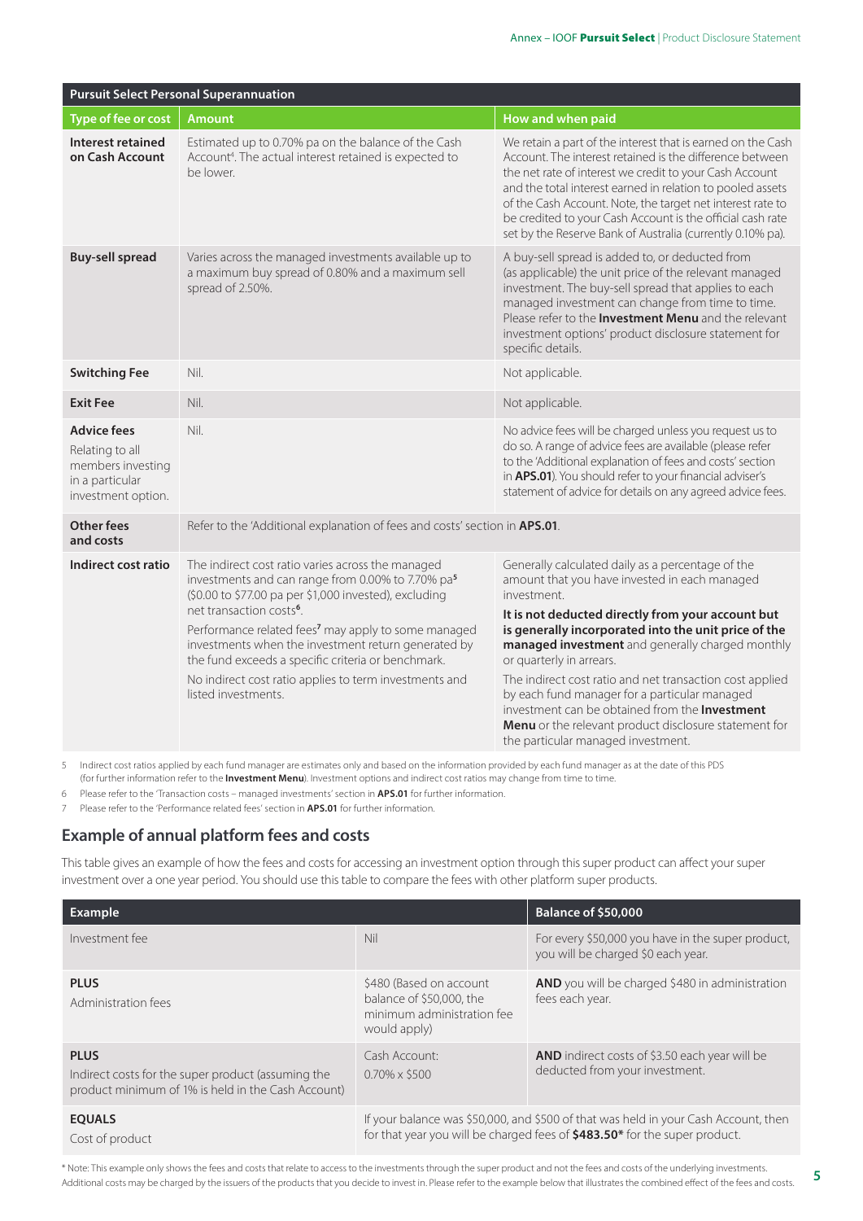| Pursuit Select Personal Superannuation | | |
|---|---|---|
| **Type of fee or cost** | **Amount** | **How and when paid** |
| **Interest retained on Cash Account** | Estimated up to 0.70% pa on the balance of the Cash Account[4]. The actual interest retained is expected to be lower. | We retain a part of the interest that is earned on the Cash Account. The interest retained is the difference between the net rate of interest we credit to your Cash Account and the total interest earned in relation to pooled assets of the Cash Account. Note, the target net interest rate to be credited to your Cash Account is the official cash rate set by the Reserve Bank of Australia (currently 0.10% pa). |
| **Buy-sell spread** | Varies across the managed investments available up to a maximum buy spread of 0.80% and a maximum sell spread of 2.50%. | A buy-sell spread is added to, or deducted from (as applicable) the unit price of the relevant managed investment. The buy-sell spread that applies to each managed investment can change from time to time. Please refer to the **Investment Menu** and the relevant investment options' product disclosure statement for specific details. |
| **Switching Fee** | Nil. | Not applicable. |
| **Exit Fee** | Nil. | Not applicable. |
| **Advice fees** Relating to all members investing in a particular investment option. | Nil. | No advice fees will be charged unless you request us to do so. A range of advice fees are available (please refer to the 'Additional explanation of fees and costs' section in **APS.01**). You should refer to your financial adviser's statement of advice for details on any agreed advice fees. |
| **Other fees and costs** | Refer to the 'Additional explanation of fees and costs' section in **APS.01**. | |
| **Indirect cost ratio** | The indirect cost ratio varies across the managed investments and can range from 0.00% to 7.70% pa[5] ($0.00 to $77.00 pa per $1,000 invested), excluding net transaction costs[6]. Performance related fees[7] may apply to some managed investments when the investment return generated by the fund exceeds a specific criteria or benchmark. No indirect cost ratio applies to term investments and listed investments. | Generally calculated daily as a percentage of the amount that you have invested in each managed investment. **It is not deducted directly from your account but is generally incorporated into the unit price of the managed investment** and generally charged monthly or quarterly in arrears. The indirect cost ratio and net transaction cost applied by each fund manager for a particular managed investment can be obtained from the **Investment Menu** or the relevant product disclosure statement for the particular managed investment. |

5 Indirect cost ratios applied by each fund manager are estimates only and based on the information provided by each fund manager as at the date of this PDS (for further information refer to the **Investment Menu**). Investment options and indirect cost ratios may change from time to time.

6 Please refer to the 'Transaction costs – managed investments' section in **APS.01** for further information.

7 Please refer to the 'Performance related fees' section in **APS.01** for further information.

## Example of annual platform fees and costs

This table gives an example of how the fees and costs for accessing an investment option through this super product can affect your super investment over a one year period. You should use this table to compare the fees with other platform super products.

| Example | | Balance of $50,000 |
|---|---|---|
| Investment fee | Nil | For every $50,000 you have in the super product, you will be charged $0 each year. |
| **PLUS** Administration fees | $480 (Based on account balance of $50,000, the minimum administration fee would apply) | **AND** you will be charged $480 in administration fees each year. |
| **PLUS** Indirect costs for the super product (assuming the product minimum of 1% is held in the Cash Account) | Cash Account: 0.70% x $500 | **AND** indirect costs of $3.50 each year will be deducted from your investment. |
| **EQUALS** Cost of product | If your balance was $50,000, and $500 of that was held in your Cash Account, then for that year you will be charged fees of **$483.50*** for the super product. | |

* Note: This example only shows the fees and costs that relate to access to the investments through the super product and not the fees and costs of the underlying investments. Additional costs may be charged by the issuers of the products that you decide to invest in. Please refer to the example below that illustrates the combined effect of the fees and costs.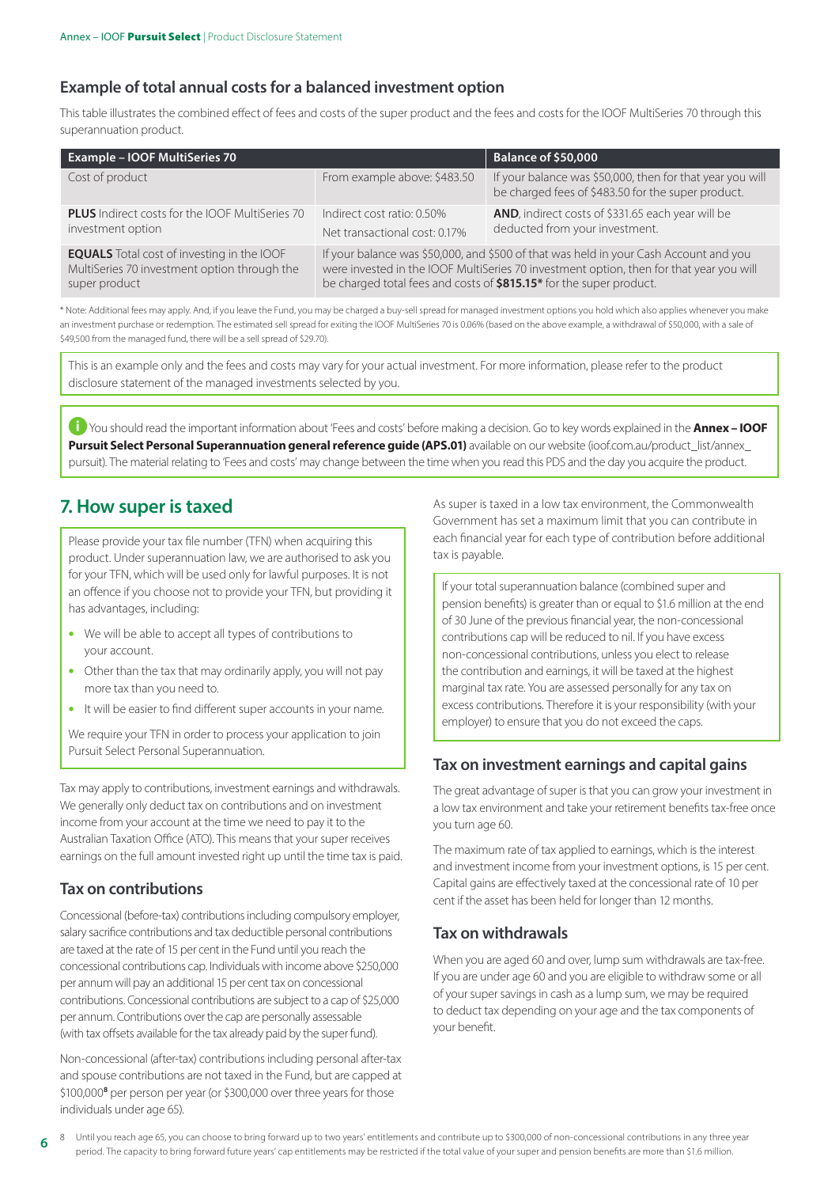## Example of total annual costs for a balanced investment option

This table illustrates the combined effect of fees and costs of the super product and the fees and costs for the IOOF MultiSeries 70 through this superannuation product.

| Example – IOOF MultiSeries 70 | | Balance of $50,000 |
|---|---|---|
| Cost of product | From example above: $483.50 | If your balance was $50,000, then for that year you will be charged fees of $483.50 for the super product. |
| **PLUS** Indirect costs for the IOOF MultiSeries 70 investment option | Indirect cost ratio: 0.50%<br>Net transactional cost: 0.17% | **AND**, indirect costs of $331.65 each year will be deducted from your investment. |
| **EQUALS** Total cost of investing in the IOOF MultiSeries 70 investment option through the super product | If your balance was $50,000, and $500 of that was held in your Cash Account and you were invested in the IOOF MultiSeries 70 investment option, then for that year you will be charged total fees and costs of **$815.15*** for the super product. | |

\* Note: Additional fees may apply. And, if you leave the Fund, you may be charged a buy-sell spread for managed investment options you hold which also applies whenever you make an investment purchase or redemption. The estimated sell spread for exiting the IOOF MultiSeries 70 is 0.06% (based on the above example, a withdrawal of $50,000, with a sale of $49,500 from the managed fund, there will be a sell spread of $29.70).

This is an example only and the fees and costs may vary for your actual investment. For more information, please refer to the product disclosure statement of the managed investments selected by you.

You should read the important information about 'Fees and costs' before making a decision. Go to key words explained in the **Annex – IOOF Pursuit Select Personal Superannuation general reference guide (APS.01)** available on our website (ioof.com.au/product_list/annex_pursuit). The material relating to 'Fees and costs' may change between the time when you read this PDS and the day you acquire the product.

## 7. How super is taxed

Please provide your tax file number (TFN) when acquiring this product. Under superannuation law, we are authorised to ask you for your TFN, which will be used only for lawful purposes. It is not an offence if you choose not to provide your TFN, but providing it has advantages, including:

- We will be able to accept all types of contributions to your account.
- Other than the tax that may ordinarily apply, you will not pay more tax than you need to.
- It will be easier to find different super accounts in your name.

We require your TFN in order to process your application to join Pursuit Select Personal Superannuation.

Tax may apply to contributions, investment earnings and withdrawals. We generally only deduct tax on contributions and on investment income from your account at the time we need to pay it to the Australian Taxation Office (ATO). This means that your super receives earnings on the full amount invested right up until the time tax is paid.

### Tax on contributions

Concessional (before-tax) contributions including compulsory employer, salary sacrifice contributions and tax deductible personal contributions are taxed at the rate of 15 per cent in the Fund until you reach the concessional contributions cap. Individuals with income above $250,000 per annum will pay an additional 15 per cent tax on concessional contributions. Concessional contributions are subject to a cap of $25,000 per annum. Contributions over the cap are personally assessable (with tax offsets available for the tax already paid by the super fund).

Non-concessional (after-tax) contributions including personal after-tax and spouse contributions are not taxed in the Fund, but are capped at $100,000[8] per person per year (or $300,000 over three years for those individuals under age 65).

As super is taxed in a low tax environment, the Commonwealth Government has set a maximum limit that you can contribute in each financial year for each type of contribution before additional tax is payable.

If your total superannuation balance (combined super and pension benefits) is greater than or equal to $1.6 million at the end of 30 June of the previous financial year, the non-concessional contributions cap will be reduced to nil. If you have excess non-concessional contributions, unless you elect to release the contribution and earnings, it will be taxed at the highest marginal tax rate. You are assessed personally for any tax on excess contributions. Therefore it is your responsibility (with your employer) to ensure that you do not exceed the caps.

### Tax on investment earnings and capital gains

The great advantage of super is that you can grow your investment in a low tax environment and take your retirement benefits tax-free once you turn age 60.

The maximum rate of tax applied to earnings, which is the interest and investment income from your investment options, is 15 per cent. Capital gains are effectively taxed at the concessional rate of 10 per cent if the asset has been held for longer than 12 months.

### Tax on withdrawals

When you are aged 60 and over, lump sum withdrawals are tax-free. If you are under age 60 and you are eligible to withdraw some or all of your super savings in cash as a lump sum, we may be required to deduct tax depending on your age and the tax components of your benefit.

[8] Until you reach age 65, you can choose to bring forward up to two years' entitlements and contribute up to $300,000 of non-concessional contributions in any three year period. The capacity to bring forward future years' cap entitlements may be restricted if the total value of your super and pension benefits are more than $1.6 million.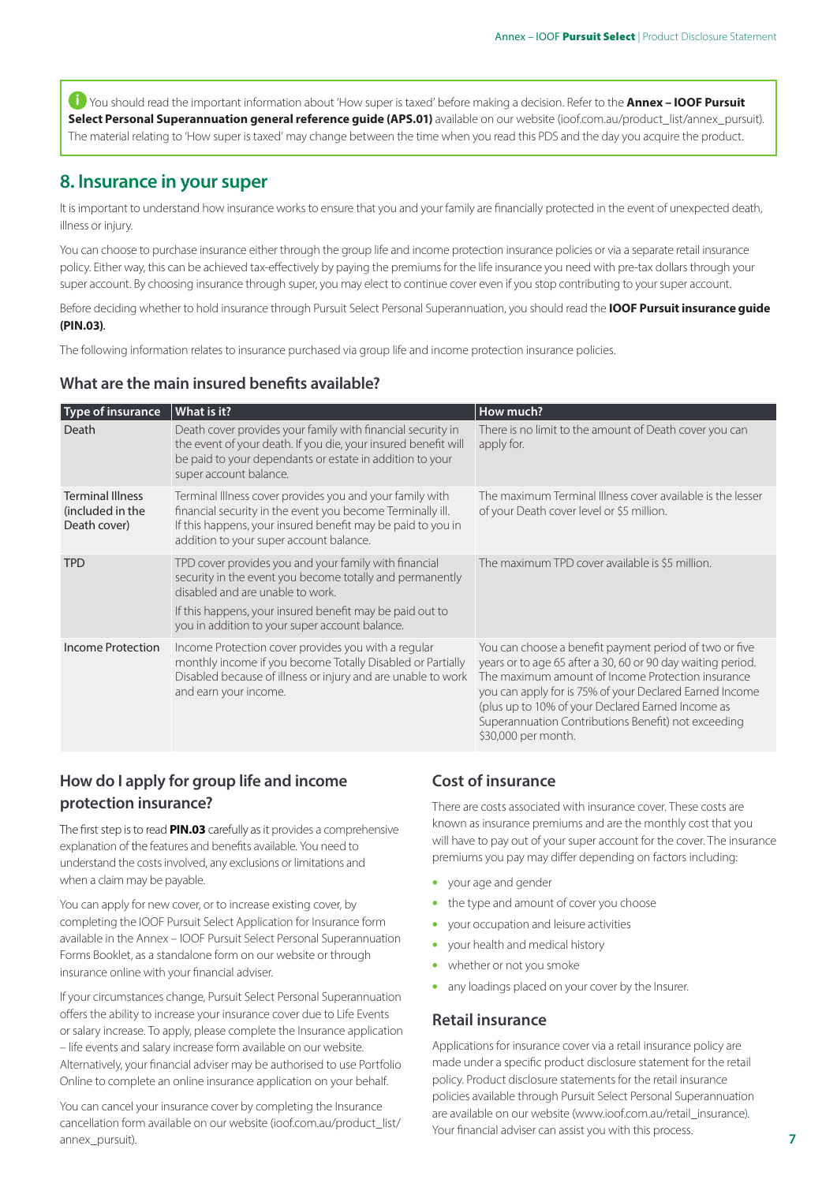You should read the important information about 'How super is taxed' before making a decision. Refer to the **Annex – IOOF Pursuit Select Personal Superannuation general reference guide (APS.01)** available on our website (ioof.com.au/product_list/annex_pursuit). The material relating to 'How super is taxed' may change between the time when you read this PDS and the day you acquire the product.

## 8. Insurance in your super

It is important to understand how insurance works to ensure that you and your family are financially protected in the event of unexpected death, illness or injury.

You can choose to purchase insurance either through the group life and income protection insurance policies or via a separate retail insurance policy. Either way, this can be achieved tax-effectively by paying the premiums for the life insurance you need with pre-tax dollars through your super account. By choosing insurance through super, you may elect to continue cover even if you stop contributing to your super account.

Before deciding whether to hold insurance through Pursuit Select Personal Superannuation, you should read the **IOOF Pursuit insurance guide (PIN.03)**.

The following information relates to insurance purchased via group life and income protection insurance policies.

### What are the main insured benefits available?

| Type of insurance | What is it? | How much? |
| --- | --- | --- |
| Death | Death cover provides your family with financial security in the event of your death. If you die, your insured benefit will be paid to your dependants or estate in addition to your super account balance. | There is no limit to the amount of Death cover you can apply for. |
| Terminal Illness (included in the Death cover) | Terminal Illness cover provides you and your family with financial security in the event you become Terminally ill. If this happens, your insured benefit may be paid to you in addition to your super account balance. | The maximum Terminal Illness cover available is the lesser of your Death cover level or $5 million. |
| TPD | TPD cover provides you and your family with financial security in the event you become totally and permanently disabled and are unable to work.<br><br>If this happens, your insured benefit may be paid out to you in addition to your super account balance. | The maximum TPD cover available is $5 million. |
| Income Protection | Income Protection cover provides you with a regular monthly income if you become Totally Disabled or Partially Disabled because of illness or injury and are unable to work and earn your income. | You can choose a benefit payment period of two or five years or to age 65 after a 30, 60 or 90 day waiting period. The maximum amount of Income Protection insurance you can apply for is 75% of your Declared Earned Income (plus up to 10% of your Declared Earned Income as Superannuation Contributions Benefit) not exceeding $30,000 per month. |

### How do I apply for group life and income protection insurance?

The first step is to read **PIN.03** carefully as it provides a comprehensive explanation of the features and benefits available. You need to understand the costs involved, any exclusions or limitations and when a claim may be payable.

You can apply for new cover, or to increase existing cover, by completing the IOOF Pursuit Select Application for Insurance form available in the Annex – IOOF Pursuit Select Personal Superannuation Forms Booklet, as a standalone form on our website or through insurance online with your financial adviser.

If your circumstances change, Pursuit Select Personal Superannuation offers the ability to increase your insurance cover due to Life Events or salary increase. To apply, please complete the Insurance application – life events and salary increase form available on our website. Alternatively, your financial adviser may be authorised to use Portfolio Online to complete an online insurance application on your behalf.

You can cancel your insurance cover by completing the Insurance cancellation form available on our website (ioof.com.au/product_list/annex_pursuit).

### Cost of insurance

There are costs associated with insurance cover. These costs are known as insurance premiums and are the monthly cost that you will have to pay out of your super account for the cover. The insurance premiums you pay may differ depending on factors including:

- your age and gender
- the type and amount of cover you choose
- your occupation and leisure activities
- your health and medical history
- whether or not you smoke
- any loadings placed on your cover by the Insurer.

### Retail insurance

Applications for insurance cover via a retail insurance policy are made under a specific product disclosure statement for the retail policy. Product disclosure statements for the retail insurance policies available through Pursuit Select Personal Superannuation are available on our website (www.ioof.com.au/retail_insurance). Your financial adviser can assist you with this process.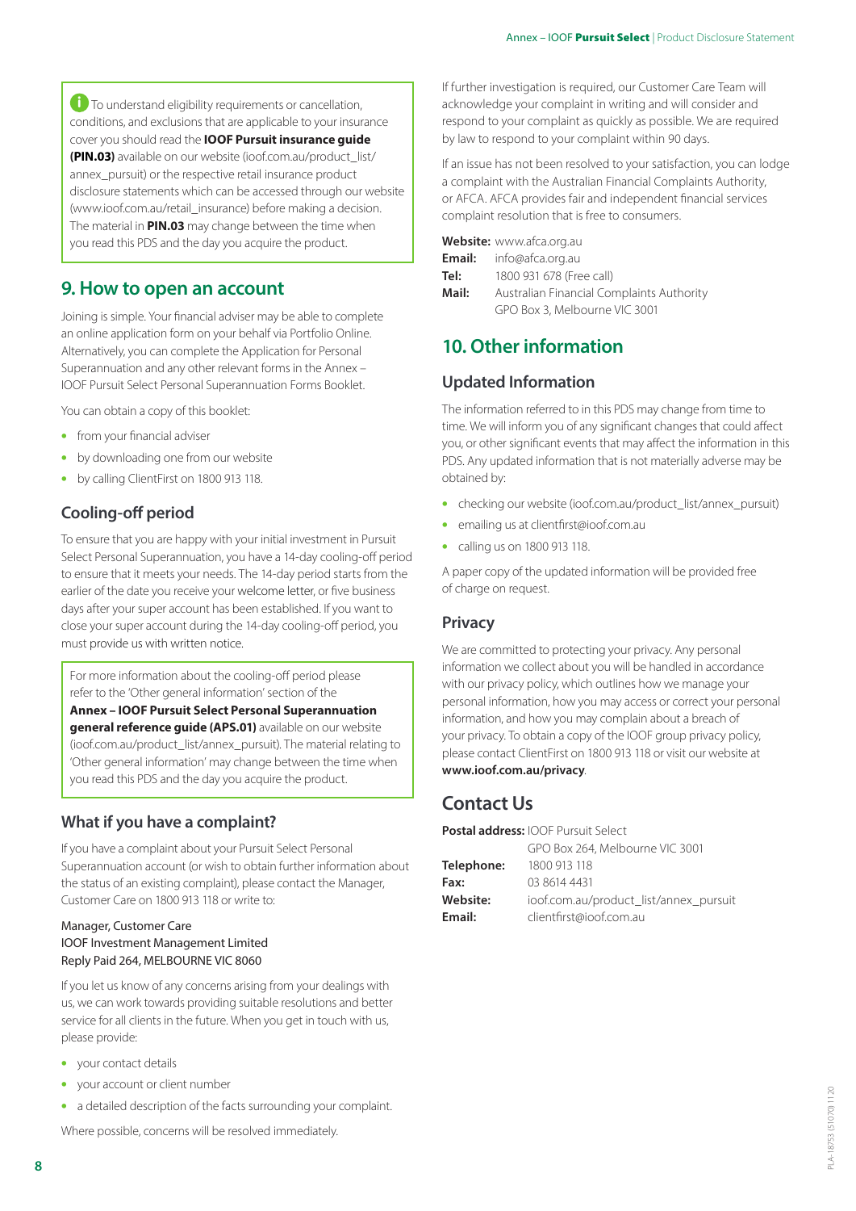To understand eligibility requirements or cancellation, conditions, and exclusions that are applicable to your insurance cover you should read the **IOOF Pursuit insurance guide (PIN.03)** available on our website (ioof.com.au/product_list/annex_pursuit) or the respective retail insurance product disclosure statements which can be accessed through our website (www.ioof.com.au/retail_insurance) before making a decision. The material in **PIN.03** may change between the time when you read this PDS and the day you acquire the product.

## 9. How to open an account

Joining is simple. Your financial adviser may be able to complete an online application form on your behalf via Portfolio Online. Alternatively, you can complete the Application for Personal Superannuation and any other relevant forms in the Annex – IOOF Pursuit Select Personal Superannuation Forms Booklet.

You can obtain a copy of this booklet:

- from your financial adviser
- by downloading one from our website
- by calling ClientFirst on 1800 913 118.

### Cooling-off period

To ensure that you are happy with your initial investment in Pursuit Select Personal Superannuation, you have a 14-day cooling-off period to ensure that it meets your needs. The 14-day period starts from the earlier of the date you receive your welcome letter, or five business days after your super account has been established. If you want to close your super account during the 14-day cooling-off period, you must provide us with written notice.

For more information about the cooling-off period please refer to the 'Other general information' section of the **Annex – IOOF Pursuit Select Personal Superannuation general reference guide (APS.01)** available on our website (ioof.com.au/product_list/annex_pursuit). The material relating to 'Other general information' may change between the time when you read this PDS and the day you acquire the product.

### What if you have a complaint?

If you have a complaint about your Pursuit Select Personal Superannuation account (or wish to obtain further information about the status of an existing complaint), please contact the Manager, Customer Care on 1800 913 118 or write to:

Manager, Customer Care
IOOF Investment Management Limited
Reply Paid 264, MELBOURNE VIC 8060

If you let us know of any concerns arising from your dealings with us, we can work towards providing suitable resolutions and better service for all clients in the future. When you get in touch with us, please provide:

- your contact details
- your account or client number
- a detailed description of the facts surrounding your complaint.

Where possible, concerns will be resolved immediately.

If further investigation is required, our Customer Care Team will acknowledge your complaint in writing and will consider and respond to your complaint as quickly as possible. We are required by law to respond to your complaint within 90 days.

If an issue has not been resolved to your satisfaction, you can lodge a complaint with the Australian Financial Complaints Authority, or AFCA. AFCA provides fair and independent financial services complaint resolution that is free to consumers.

**Website:** www.afca.org.au
**Email:** info@afca.org.au
**Tel:** 1800 931 678 (Free call)
**Mail:** Australian Financial Complaints Authority
GPO Box 3, Melbourne VIC 3001

## 10. Other information

### Updated Information

The information referred to in this PDS may change from time to time. We will inform you of any significant changes that could affect you, or other significant events that may affect the information in this PDS. Any updated information that is not materially adverse may be obtained by:

- checking our website (ioof.com.au/product_list/annex_pursuit)
- emailing us at clientfirst@ioof.com.au
- calling us on 1800 913 118.

A paper copy of the updated information will be provided free of charge on request.

### Privacy

We are committed to protecting your privacy. Any personal information we collect about you will be handled in accordance with our privacy policy, which outlines how we manage your personal information, how you may access or correct your personal information, and how you may complain about a breach of your privacy. To obtain a copy of the IOOF group privacy policy, please contact ClientFirst on 1800 913 118 or visit our website at **www.ioof.com.au/privacy**.

## Contact Us

**Postal address:** IOOF Pursuit Select
GPO Box 264, Melbourne VIC 3001
**Telephone:** 1800 913 118
**Fax:** 03 8614 4431
**Website:** ioof.com.au/product_list/annex_pursuit
**Email:** clientfirst@ioof.com.au

PLA-18753 (51070) 11.20